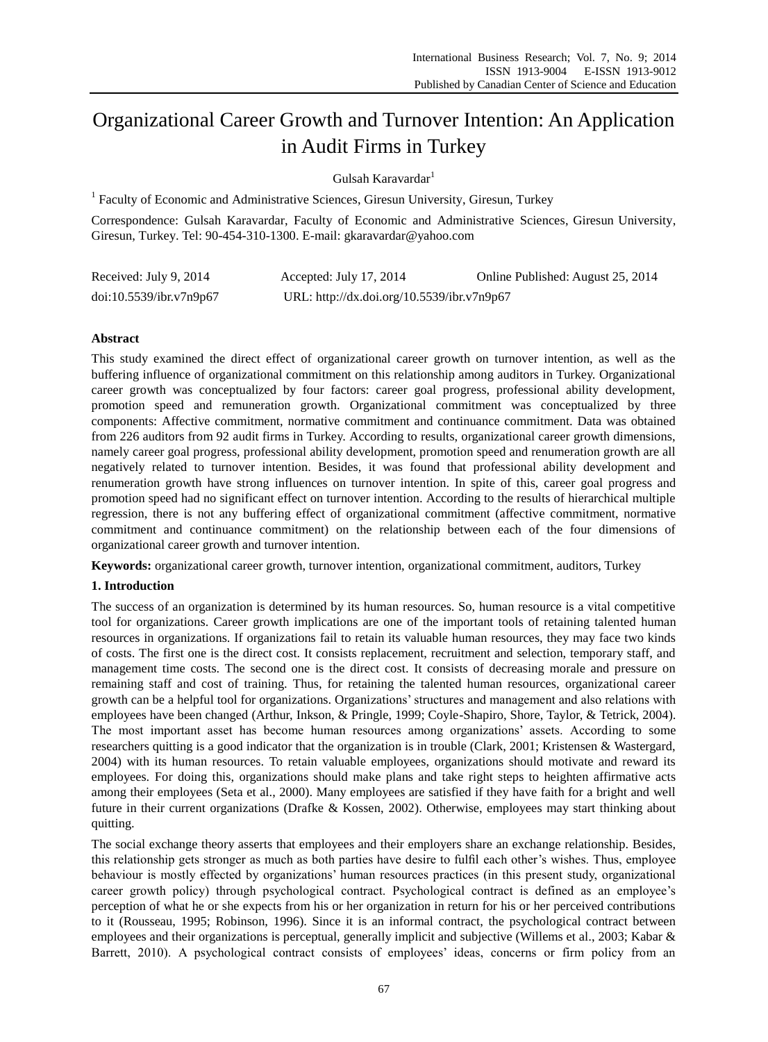# Organizational Career Growth and Turnover Intention: An Application in Audit Firms in Turkey

Gulsah Karavardar[1]

[1] Faculty of Economic and Administrative Sciences, Giresun University, Giresun, Turkey

Correspondence: Gulsah Karavardar, Faculty of Economic and Administrative Sciences, Giresun University, Giresun, Turkey. Tel: 90-454-310-1300. E-mail: gkaravardar@yahoo.com

Received: July 9, 2014 Accepted: July 17, 2014 Online Published: August 25, 2014

doi:10.5539/ibr.v7n9p67 URL: http://dx.doi.org/10.5539/ibr.v7n9p67

## Abstract

This study examined the direct effect of organizational career growth on turnover intention, as well as the buffering influence of organizational commitment on this relationship among auditors in Turkey. Organizational career growth was conceptualized by four factors: career goal progress, professional ability development, promotion speed and remuneration growth. Organizational commitment was conceptualized by three components: Affective commitment, normative commitment and continuance commitment. Data was obtained from 226 auditors from 92 audit firms in Turkey. According to results, organizational career growth dimensions, namely career goal progress, professional ability development, promotion speed and renumeration growth are all negatively related to turnover intention. Besides, it was found that professional ability development and renumeration growth have strong influences on turnover intention. In spite of this, career goal progress and promotion speed had no significant effect on turnover intention. According to the results of hierarchical multiple regression, there is not any buffering effect of organizational commitment (affective commitment, normative commitment and continuance commitment) on the relationship between each of the four dimensions of organizational career growth and turnover intention.

**Keywords:** organizational career growth, turnover intention, organizational commitment, auditors, Turkey

## 1. Introduction

The success of an organization is determined by its human resources. So, human resource is a vital competitive tool for organizations. Career growth implications are one of the important tools of retaining talented human resources in organizations. If organizations fail to retain its valuable human resources, they may face two kinds of costs. The first one is the direct cost. It consists replacement, recruitment and selection, temporary staff, and management time costs. The second one is the direct cost. It consists of decreasing morale and pressure on remaining staff and cost of training. Thus, for retaining the talented human resources, organizational career growth can be a helpful tool for organizations. Organizations' structures and management and also relations with employees have been changed (Arthur, Inkson, & Pringle, 1999; Coyle-Shapiro, Shore, Taylor, & Tetrick, 2004). The most important asset has become human resources among organizations' assets. According to some researchers quitting is a good indicator that the organization is in trouble (Clark, 2001; Kristensen & Wastergard, 2004) with its human resources. To retain valuable employees, organizations should motivate and reward its employees. For doing this, organizations should make plans and take right steps to heighten affirmative acts among their employees (Seta et al., 2000). Many employees are satisfied if they have faith for a bright and well future in their current organizations (Drafke & Kossen, 2002). Otherwise, employees may start thinking about quitting.

The social exchange theory asserts that employees and their employers share an exchange relationship. Besides, this relationship gets stronger as much as both parties have desire to fulfil each other's wishes. Thus, employee behaviour is mostly effected by organizations' human resources practices (in this present study, organizational career growth policy) through psychological contract. Psychological contract is defined as an employee's perception of what he or she expects from his or her organization in return for his or her perceived contributions to it (Rousseau, 1995; Robinson, 1996). Since it is an informal contract, the psychological contract between employees and their organizations is perceptual, generally implicit and subjective (Willems et al., 2003; Kabar & Barrett, 2010). A psychological contract consists of employees' ideas, concerns or firm policy from an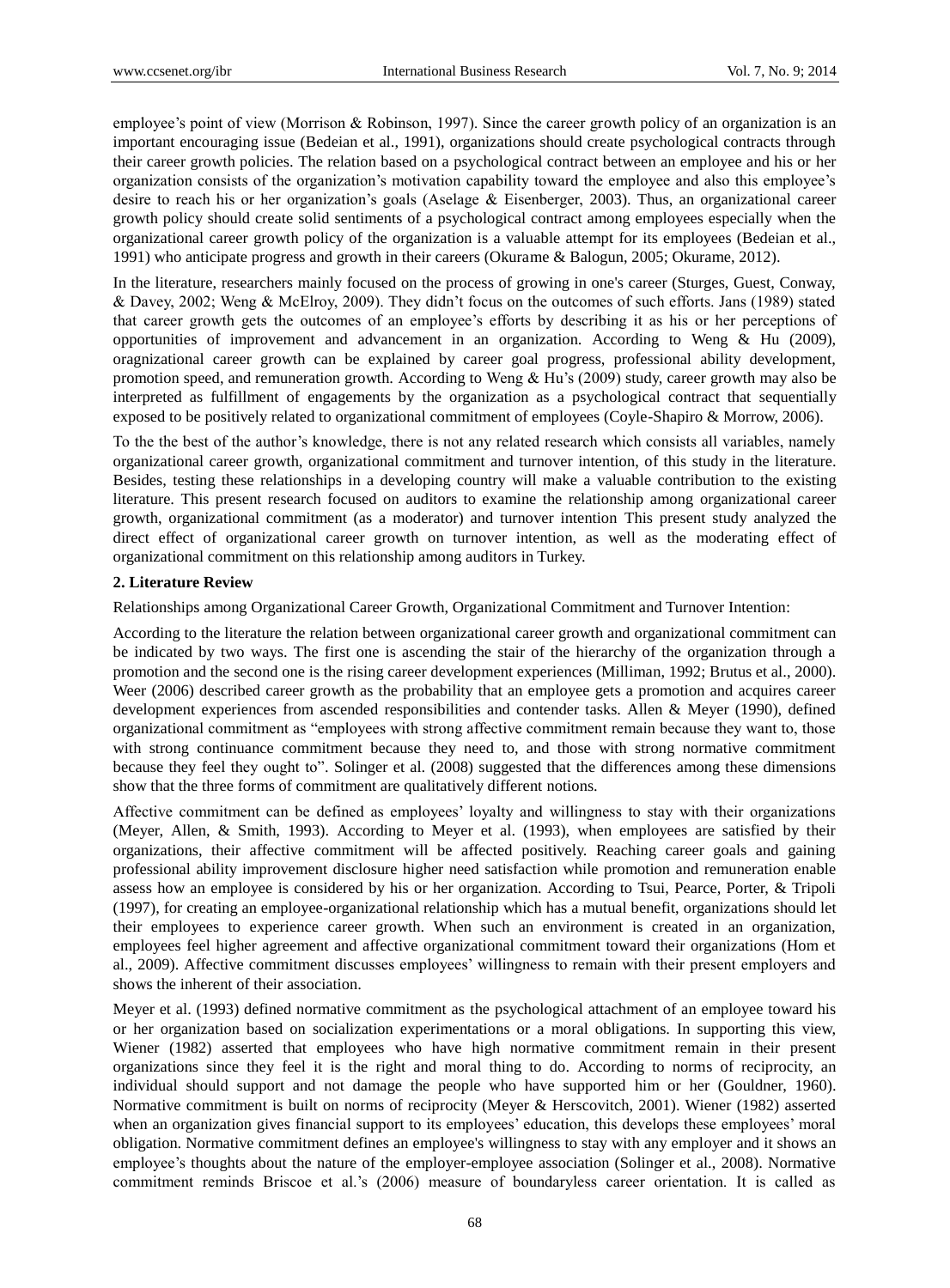employee's point of view (Morrison & Robinson, 1997). Since the career growth policy of an organization is an important encouraging issue (Bedeian et al., 1991), organizations should create psychological contracts through their career growth policies. The relation based on a psychological contract between an employee and his or her organization consists of the organization's motivation capability toward the employee and also this employee's desire to reach his or her organization's goals (Aselage & Eisenberger, 2003). Thus, an organizational career growth policy should create solid sentiments of a psychological contract among employees especially when the organizational career growth policy of the organization is a valuable attempt for its employees (Bedeian et al., 1991) who anticipate progress and growth in their careers (Okurame & Balogun, 2005; Okurame, 2012).

In the literature, researchers mainly focused on the process of growing in one's career (Sturges, Guest, Conway, & Davey, 2002; Weng & McElroy, 2009). They didn't focus on the outcomes of such efforts. Jans (1989) stated that career growth gets the outcomes of an employee's efforts by describing it as his or her perceptions of opportunities of improvement and advancement in an organization. According to Weng & Hu (2009), oragnizational career growth can be explained by career goal progress, professional ability development, promotion speed, and remuneration growth. According to Weng & Hu's (2009) study, career growth may also be interpreted as fulfillment of engagements by the organization as a psychological contract that sequentially exposed to be positively related to organizational commitment of employees (Coyle-Shapiro & Morrow, 2006).

To the the best of the author's knowledge, there is not any related research which consists all variables, namely organizational career growth, organizational commitment and turnover intention, of this study in the literature. Besides, testing these relationships in a developing country will make a valuable contribution to the existing literature. This present research focused on auditors to examine the relationship among organizational career growth, organizational commitment (as a moderator) and turnover intention This present study analyzed the direct effect of organizational career growth on turnover intention, as well as the moderating effect of organizational commitment on this relationship among auditors in Turkey.

## 2. Literature Review

Relationships among Organizational Career Growth, Organizational Commitment and Turnover Intention:

According to the literature the relation between organizational career growth and organizational commitment can be indicated by two ways. The first one is ascending the stair of the hierarchy of the organization through a promotion and the second one is the rising career development experiences (Milliman, 1992; Brutus et al., 2000). Weer (2006) described career growth as the probability that an employee gets a promotion and acquires career development experiences from ascended responsibilities and contender tasks. Allen & Meyer (1990), defined organizational commitment as "employees with strong affective commitment remain because they want to, those with strong continuance commitment because they need to, and those with strong normative commitment because they feel they ought to". Solinger et al. (2008) suggested that the differences among these dimensions show that the three forms of commitment are qualitatively different notions.

Affective commitment can be defined as employees' loyalty and willingness to stay with their organizations (Meyer, Allen, & Smith, 1993). According to Meyer et al. (1993), when employees are satisfied by their organizations, their affective commitment will be affected positively. Reaching career goals and gaining professional ability improvement disclosure higher need satisfaction while promotion and remuneration enable assess how an employee is considered by his or her organization. According to Tsui, Pearce, Porter, & Tripoli (1997), for creating an employee-organizational relationship which has a mutual benefit, organizations should let their employees to experience career growth. When such an environment is created in an organization, employees feel higher agreement and affective organizational commitment toward their organizations (Hom et al., 2009). Affective commitment discusses employees' willingness to remain with their present employers and shows the inherent of their association.

Meyer et al. (1993) defined normative commitment as the psychological attachment of an employee toward his or her organization based on socialization experimentations or a moral obligations. In supporting this view, Wiener (1982) asserted that employees who have high normative commitment remain in their present organizations since they feel it is the right and moral thing to do. According to norms of reciprocity, an individual should support and not damage the people who have supported him or her (Gouldner, 1960). Normative commitment is built on norms of reciprocity (Meyer & Herscovitch, 2001). Wiener (1982) asserted when an organization gives financial support to its employees' education, this develops these employees' moral obligation. Normative commitment defines an employee's willingness to stay with any employer and it shows an employee's thoughts about the nature of the employer-employee association (Solinger et al., 2008). Normative commitment reminds Briscoe et al.'s (2006) measure of boundaryless career orientation. It is called as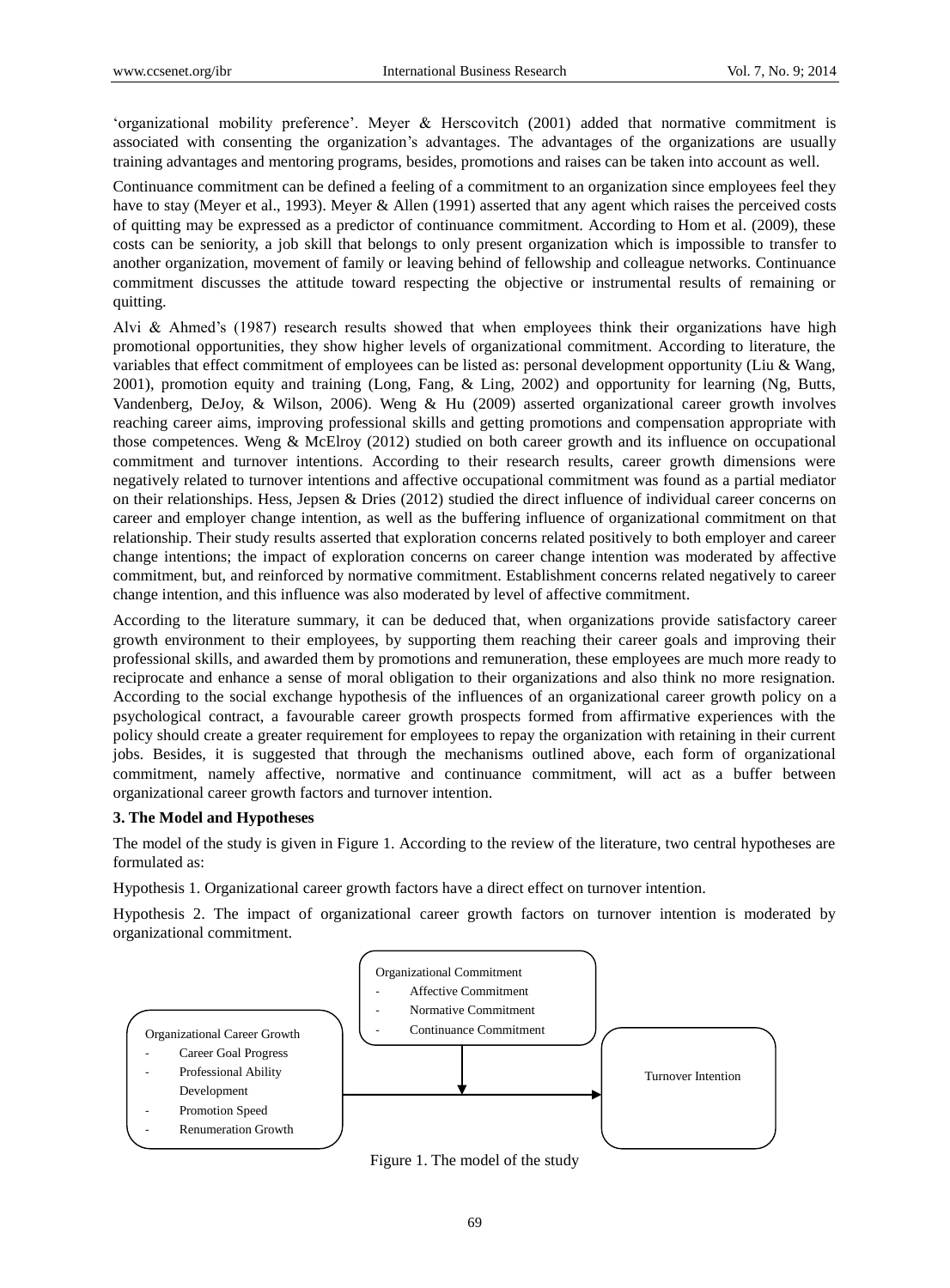'organizational mobility preference'. Meyer & Herscovitch (2001) added that normative commitment is associated with consenting the organization's advantages. The advantages of the organizations are usually training advantages and mentoring programs, besides, promotions and raises can be taken into account as well.

Continuance commitment can be defined a feeling of a commitment to an organization since employees feel they have to stay (Meyer et al., 1993). Meyer & Allen (1991) asserted that any agent which raises the perceived costs of quitting may be expressed as a predictor of continuance commitment. According to Hom et al. (2009), these costs can be seniority, a job skill that belongs to only present organization which is impossible to transfer to another organization, movement of family or leaving behind of fellowship and colleague networks. Continuance commitment discusses the attitude toward respecting the objective or instrumental results of remaining or quitting.

Alvi & Ahmed's (1987) research results showed that when employees think their organizations have high promotional opportunities, they show higher levels of organizational commitment. According to literature, the variables that effect commitment of employees can be listed as: personal development opportunity (Liu & Wang, 2001), promotion equity and training (Long, Fang, & Ling, 2002) and opportunity for learning (Ng, Butts, Vandenberg, DeJoy, & Wilson, 2006). Weng & Hu (2009) asserted organizational career growth involves reaching career aims, improving professional skills and getting promotions and compensation appropriate with those competences. Weng & McElroy (2012) studied on both career growth and its influence on occupational commitment and turnover intentions. According to their research results, career growth dimensions were negatively related to turnover intentions and affective occupational commitment was found as a partial mediator on their relationships. Hess, Jepsen & Dries (2012) studied the direct influence of individual career concerns on career and employer change intention, as well as the buffering influence of organizational commitment on that relationship. Their study results asserted that exploration concerns related positively to both employer and career change intentions; the impact of exploration concerns on career change intention was moderated by affective commitment, but, and reinforced by normative commitment. Establishment concerns related negatively to career change intention, and this influence was also moderated by level of affective commitment.

According to the literature summary, it can be deduced that, when organizations provide satisfactory career growth environment to their employees, by supporting them reaching their career goals and improving their professional skills, and awarded them by promotions and remuneration, these employees are much more ready to reciprocate and enhance a sense of moral obligation to their organizations and also think no more resignation. According to the social exchange hypothesis of the influences of an organizational career growth policy on a psychological contract, a favourable career growth prospects formed from affirmative experiences with the policy should create a greater requirement for employees to repay the organization with retaining in their current jobs. Besides, it is suggested that through the mechanisms outlined above, each form of organizational commitment, namely affective, normative and continuance commitment, will act as a buffer between organizational career growth factors and turnover intention.

**3. The Model and Hypotheses**

The model of the study is given in Figure 1. According to the review of the literature, two central hypotheses are formulated as:

Hypothesis 1. Organizational career growth factors have a direct effect on turnover intention.

Hypothesis 2. The impact of organizational career growth factors on turnover intention is moderated by organizational commitment.

Organizational Commitment
- Affective Commitment
- Normative Commitment
- Continuance Commitment

Organizational Career Growth
- Career Goal Progress
- Professional Ability Development
- Promotion Speed
- Renumeration Growth

Turnover Intention

Figure 1. The model of the study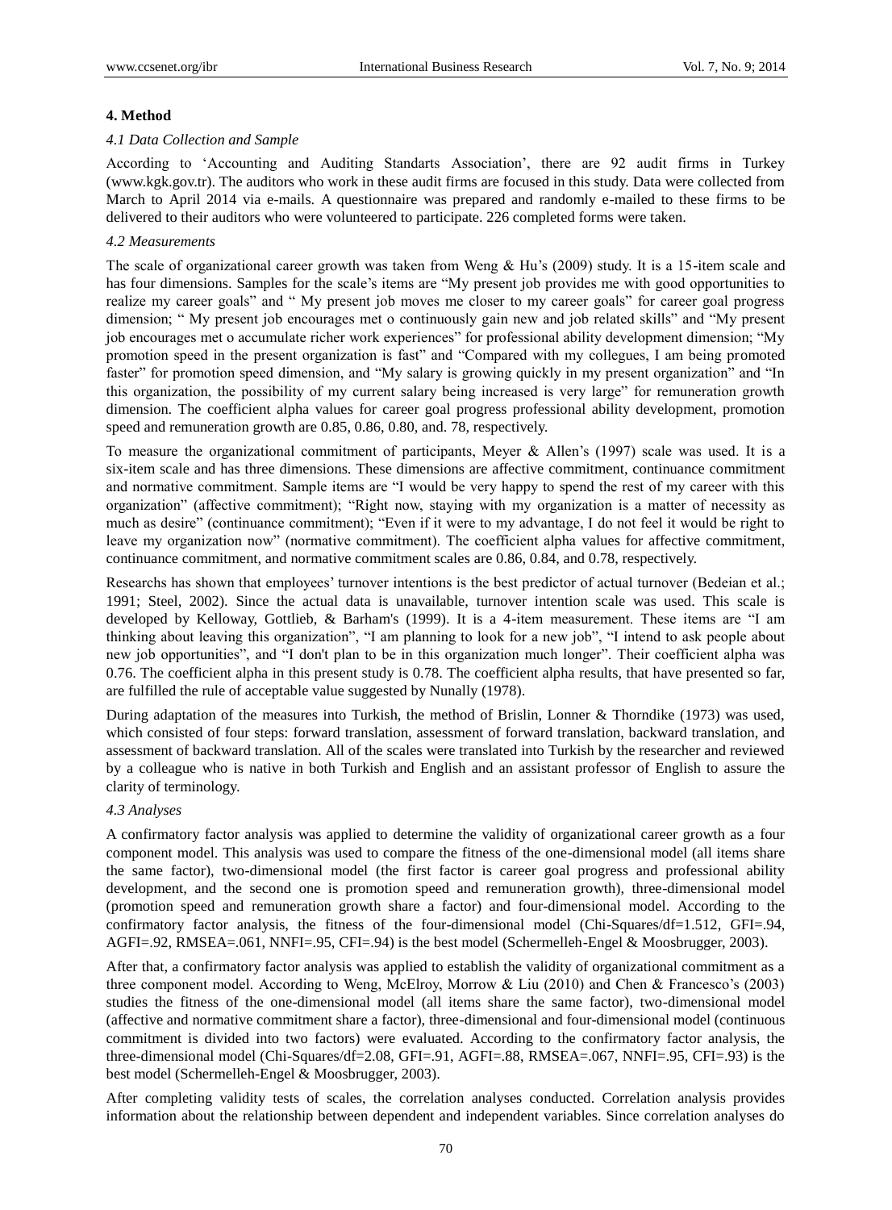## 4. Method

### 4.1 Data Collection and Sample

According to 'Accounting and Auditing Standarts Association', there are 92 audit firms in Turkey (www.kgk.gov.tr). The auditors who work in these audit firms are focused in this study. Data were collected from March to April 2014 via e-mails. A questionnaire was prepared and randomly e-mailed to these firms to be delivered to their auditors who were volunteered to participate. 226 completed forms were taken.

### 4.2 Measurements

The scale of organizational career growth was taken from Weng & Hu's (2009) study. It is a 15-item scale and has four dimensions. Samples for the scale's items are "My present job provides me with good opportunities to realize my career goals" and " My present job moves me closer to my career goals" for career goal progress dimension; " My present job encourages met o continuously gain new and job related skills" and "My present job encourages met o accumulate richer work experiences" for professional ability development dimension; "My promotion speed in the present organization is fast" and "Compared with my collegues, I am being promoted faster" for promotion speed dimension, and "My salary is growing quickly in my present organization" and "In this organization, the possibility of my current salary being increased is very large" for remuneration growth dimension. The coefficient alpha values for career goal progress professional ability development, promotion speed and remuneration growth are 0.85, 0.86, 0.80, and. 78, respectively.

To measure the organizational commitment of participants, Meyer & Allen's (1997) scale was used. It is a six-item scale and has three dimensions. These dimensions are affective commitment, continuance commitment and normative commitment. Sample items are "I would be very happy to spend the rest of my career with this organization" (affective commitment); "Right now, staying with my organization is a matter of necessity as much as desire" (continuance commitment); "Even if it were to my advantage, I do not feel it would be right to leave my organization now" (normative commitment). The coefficient alpha values for affective commitment, continuance commitment, and normative commitment scales are 0.86, 0.84, and 0.78, respectively.

Researchs has shown that employees' turnover intentions is the best predictor of actual turnover (Bedeian et al.; 1991; Steel, 2002). Since the actual data is unavailable, turnover intention scale was used. This scale is developed by Kelloway, Gottlieb, & Barham's (1999). It is a 4-item measurement. These items are "I am thinking about leaving this organization", "I am planning to look for a new job", "I intend to ask people about new job opportunities", and "I don't plan to be in this organization much longer". Their coefficient alpha was 0.76. The coefficient alpha in this present study is 0.78. The coefficient alpha results, that have presented so far, are fulfilled the rule of acceptable value suggested by Nunally (1978).

During adaptation of the measures into Turkish, the method of Brislin, Lonner & Thorndike (1973) was used, which consisted of four steps: forward translation, assessment of forward translation, backward translation, and assessment of backward translation. All of the scales were translated into Turkish by the researcher and reviewed by a colleague who is native in both Turkish and English and an assistant professor of English to assure the clarity of terminology.

### 4.3 Analyses

A confirmatory factor analysis was applied to determine the validity of organizational career growth as a four component model. This analysis was used to compare the fitness of the one-dimensional model (all items share the same factor), two-dimensional model (the first factor is career goal progress and professional ability development, and the second one is promotion speed and remuneration growth), three-dimensional model (promotion speed and remuneration growth share a factor) and four-dimensional model. According to the confirmatory factor analysis, the fitness of the four-dimensional model (Chi-Squares/df=1.512, GFI=.94, AGFI=.92, RMSEA=.061, NNFI=.95, CFI=.94) is the best model (Schermelleh-Engel & Moosbrugger, 2003).

After that, a confirmatory factor analysis was applied to establish the validity of organizational commitment as a three component model. According to Weng, McElroy, Morrow & Liu (2010) and Chen & Francesco's (2003) studies the fitness of the one-dimensional model (all items share the same factor), two-dimensional model (affective and normative commitment share a factor), three-dimensional and four-dimensional model (continuous commitment is divided into two factors) were evaluated. According to the confirmatory factor analysis, the three-dimensional model (Chi-Squares/df=2.08, GFI=.91, AGFI=.88, RMSEA=.067, NNFI=.95, CFI=.93) is the best model (Schermelleh-Engel & Moosbrugger, 2003).

After completing validity tests of scales, the correlation analyses conducted. Correlation analysis provides information about the relationship between dependent and independent variables. Since correlation analyses do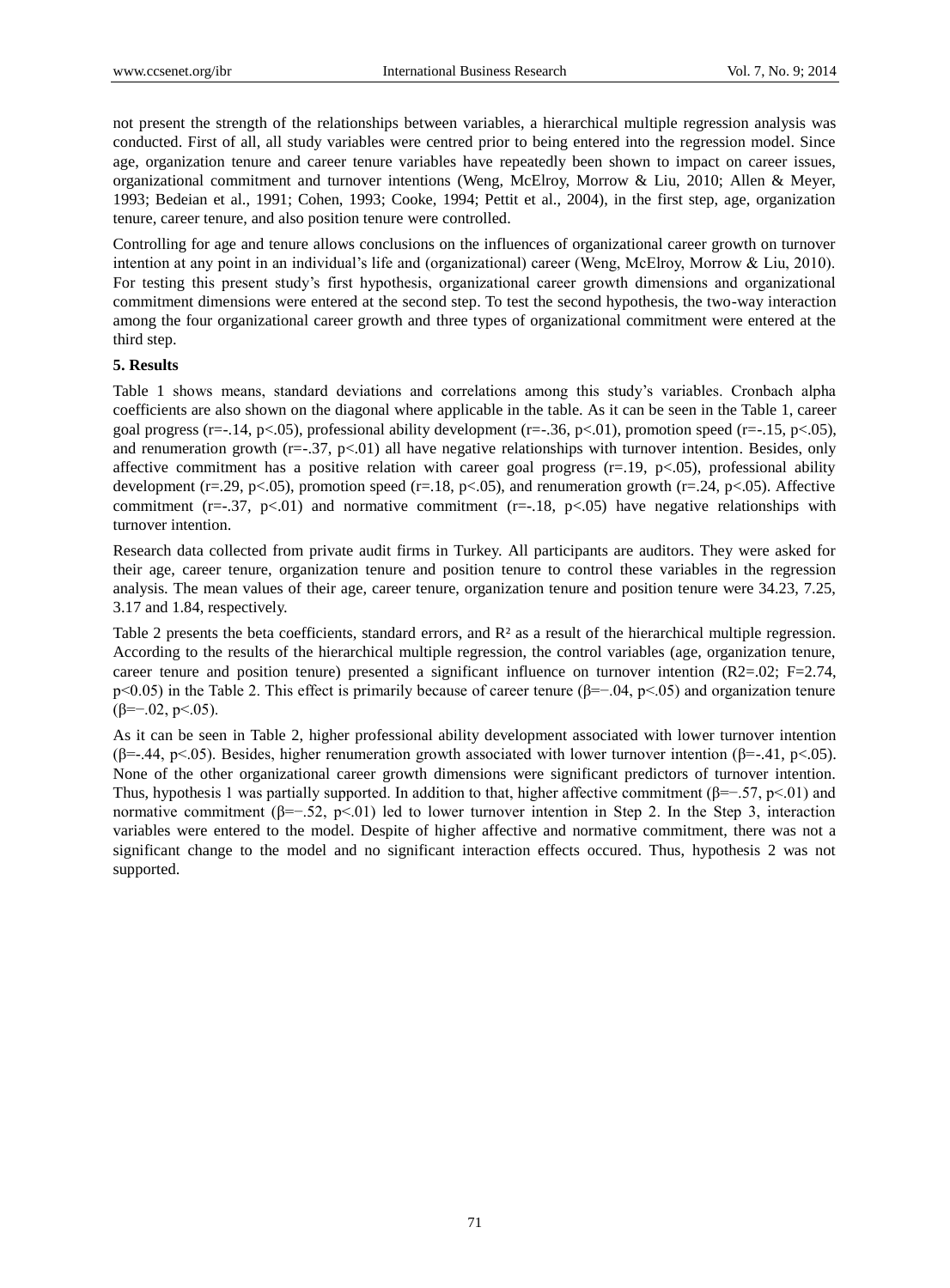not present the strength of the relationships between variables, a hierarchical multiple regression analysis was conducted. First of all, all study variables were centred prior to being entered into the regression model. Since age, organization tenure and career tenure variables have repeatedly been shown to impact on career issues, organizational commitment and turnover intentions (Weng, McElroy, Morrow & Liu, 2010; Allen & Meyer, 1993; Bedeian et al., 1991; Cohen, 1993; Cooke, 1994; Pettit et al., 2004), in the first step, age, organization tenure, career tenure, and also position tenure were controlled.

Controlling for age and tenure allows conclusions on the influences of organizational career growth on turnover intention at any point in an individual's life and (organizational) career (Weng, McElroy, Morrow & Liu, 2010). For testing this present study's first hypothesis, organizational career growth dimensions and organizational commitment dimensions were entered at the second step. To test the second hypothesis, the two-way interaction among the four organizational career growth and three types of organizational commitment were entered at the third step.

## 5. Results

Table 1 shows means, standard deviations and correlations among this study's variables. Cronbach alpha coefficients are also shown on the diagonal where applicable in the table. As it can be seen in the Table 1, career goal progress ($r=-.14$, $p<.05$), professional ability development ($r=-.36$, $p<.01$), promotion speed ($r=-.15$, $p<.05$), and renumeration growth ($r=-.37$, $p<.01$) all have negative relationships with turnover intention. Besides, only affective commitment has a positive relation with career goal progress ($r=.19$, $p<.05$), professional ability development ($r=.29$, $p<.05$), promotion speed ($r=.18$, $p<.05$), and renumeration growth ($r=.24$, $p<.05$). Affective commitment ($r=-.37$, $p<.01$) and normative commitment ($r=-.18$, $p<.05$) have negative relationships with turnover intention.

Research data collected from private audit firms in Turkey. All participants are auditors. They were asked for their age, career tenure, organization tenure and position tenure to control these variables in the regression analysis. The mean values of their age, career tenure, organization tenure and position tenure were 34.23, 7.25, 3.17 and 1.84, respectively.

Table 2 presents the beta coefficients, standard errors, and $R^2$ as a result of the hierarchical multiple regression. According to the results of the hierarchical multiple regression, the control variables (age, organization tenure, career tenure and position tenure) presented a significant influence on turnover intention ($R2=.02$; $F=2.74$, $p<0.05$) in the Table 2. This effect is primarily because of career tenure ($\beta=-.04$, $p<.05$) and organization tenure ($\beta=-.02$, $p<.05$).

As it can be seen in Table 2, higher professional ability development associated with lower turnover intention ($\beta=-.44$, $p<.05$). Besides, higher renumeration growth associated with lower turnover intention ($\beta=-.41$, $p<.05$). None of the other organizational career growth dimensions were significant predictors of turnover intention. Thus, hypothesis 1 was partially supported. In addition to that, higher affective commitment ($\beta=-.57$, $p<.01$) and normative commitment ($\beta=-.52$, $p<.01$) led to lower turnover intention in Step 2. In the Step 3, interaction variables were entered to the model. Despite of higher affective and normative commitment, there was not a significant change to the model and no significant interaction effects occured. Thus, hypothesis 2 was not supported.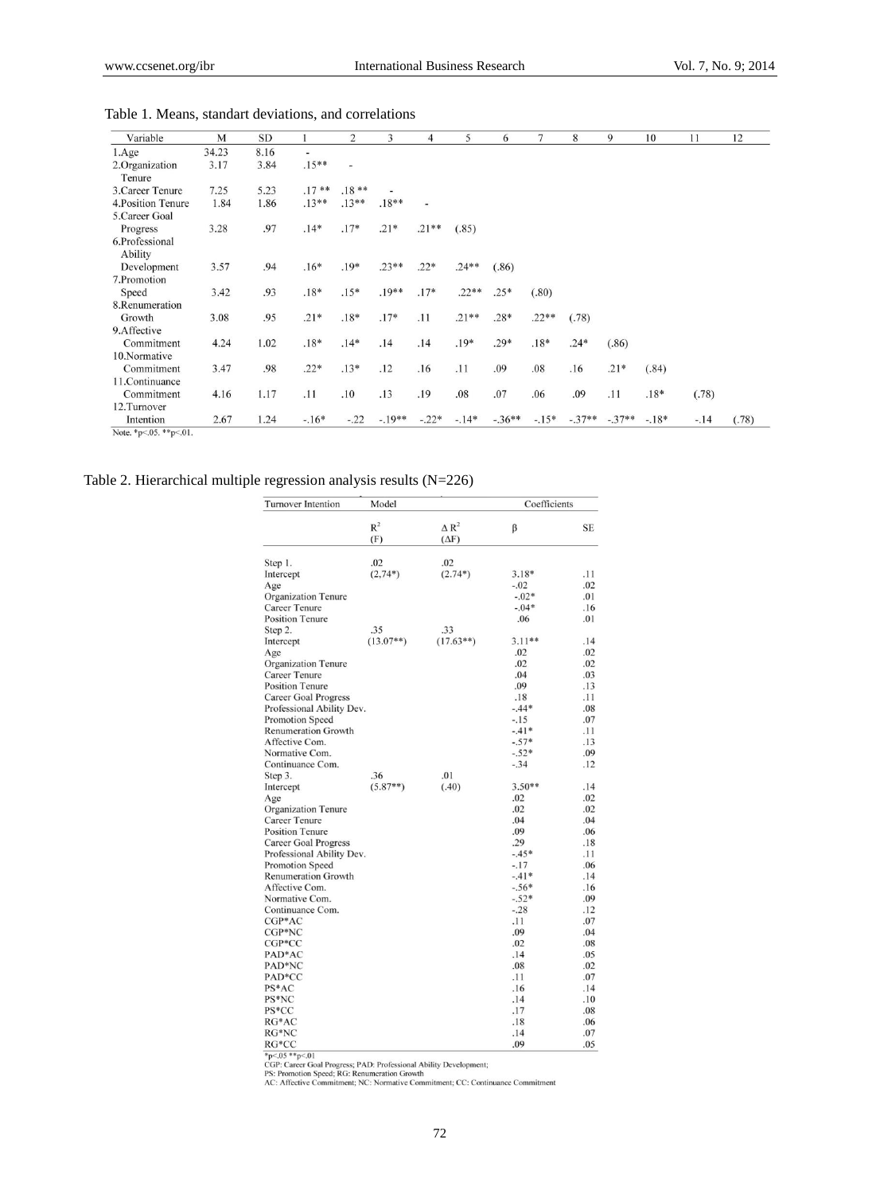Table 1. Means, standart deviations, and correlations

| Variable | M | SD | 1 | 2 | 3 | 4 | 5 | 6 | 7 | 8 | 9 | 10 | 11 | 12 |
|---|---|---|---|---|---|---|---|---|---|---|---|---|---|---|
| 1.Age | 34.23 | 8.16 | - | | | | | | | | | | | |
| 2.Organization Tenure | 3.17 | 3.84 | .15** | - | | | | | | | | | | |
| 3.Career Tenure | 7.25 | 5.23 | .17 ** | .18 ** | - | | | | | | | | | |
| 4.Position Tenure | 1.84 | 1.86 | .13** | .13** | .18** | - | | | | | | | | |
| 5.Career Goal Progress | 3.28 | .97 | .14* | .17* | .21* | .21** | (.85) | | | | | | | |
| 6.Professional Ability Development | 3.57 | .94 | .16* | .19* | .23** | .22* | .24** | (.86) | | | | | | |
| 7.Promotion Speed | 3.42 | .93 | .18* | .15* | .19** | .17* | .22** | .25* | (.80) | | | | | |
| 8.Renumeration Growth | 3.08 | .95 | .21* | .18* | .17* | .11 | .21** | .28* | .22** | (.78) | | | | |
| 9.Affective Commitment | 4.24 | 1.02 | .18* | .14* | .14 | .14 | .19* | .29* | .18* | .24* | (.86) | | | |
| 10.Normative Commitment | 3.47 | .98 | .22* | .13* | .12 | .16 | .11 | .09 | .08 | .16 | .21* | (.84) | | |
| 11.Continuance Commitment | 4.16 | 1.17 | .11 | .10 | .13 | .19 | .08 | .07 | .06 | .09 | .11 | .18* | (.78) | |
| 12.Turnover Intention | 2.67 | 1.24 | -.16* | -.22 | -.19** | -.22* | -.14* | -.36** | -.15* | -.37** | -.37** | -.18* | -.14 | (.78) |

Note. *p<.05. **p<.01.

Table 2. Hierarchical multiple regression analysis results (N=226)

| Turnover Intention | Model | | Coefficients | |
|---|---|---|---|---|
| | $R^2$ (F) | $\Delta R^2$ ($\Delta$F) | β | SE |
| Step 1. | .02 | .02 | | |
| Intercept | (2,74*) | (2.74*) | 3.18* | .11 |
| Age | | | -.02 | .02 |
| Organization Tenure | | | -.02* | .01 |
| Career Tenure | | | -.04* | .16 |
| Position Tenure | | | .06 | .01 |
| Step 2. | .35 | .33 | | |
| Intercept | (13.07**) | (17.63**) | 3.11** | .14 |
| Age | | | .02 | .02 |
| Organization Tenure | | | .02 | .02 |
| Career Tenure | | | .04 | .03 |
| Position Tenure | | | .09 | .13 |
| Career Goal Progress | | | .18 | .11 |
| Professional Ability Dev. | | | -.44* | .08 |
| Promotion Speed | | | -.15 | .07 |
| Renumeration Growth | | | -.41* | .11 |
| Affective Com. | | | -.57* | .13 |
| Normative Com. | | | -.52* | .09 |
| Continuance Com. | | | -.34 | .12 |
| Step 3. | .36 | .01 | | |
| Intercept | (5.87**) | (.40) | 3.50** | .14 |
| Age | | | .02 | .02 |
| Organization Tenure | | | .02 | .02 |
| Career Tenure | | | .04 | .04 |
| Position Tenure | | | .09 | .06 |
| Career Goal Progress | | | .29 | .18 |
| Professional Ability Dev. | | | -.45* | .11 |
| Promotion Speed | | | -.17 | .06 |
| Renumeration Growth | | | -.41* | .14 |
| Affective Com. | | | -.56* | .16 |
| Normative Com. | | | -.52* | .09 |
| Continuance Com. | | | -.28 | .12 |
| CGP*AC | | | .11 | .07 |
| CGP*NC | | | .09 | .04 |
| CGP*CC | | | .02 | .08 |
| PAD*AC | | | .14 | .05 |
| PAD*NC | | | .08 | .02 |
| PAD*CC | | | .11 | .07 |
| PS*AC | | | .16 | .14 |
| PS*NC | | | .14 | .10 |
| PS*CC | | | .17 | .08 |
| RG*AC | | | .18 | .06 |
| RG*NC | | | .14 | .07 |
| RG*CC | | | .09 | .05 |

*p<.05 **p<.01

CGP: Career Goal Progress; PAD: Professional Ability Development;
PS: Promotion Speed; RG: Renumeration Growth
AC: Affective Commitment; NC: Normative Commitment; CC: Continuance Commitment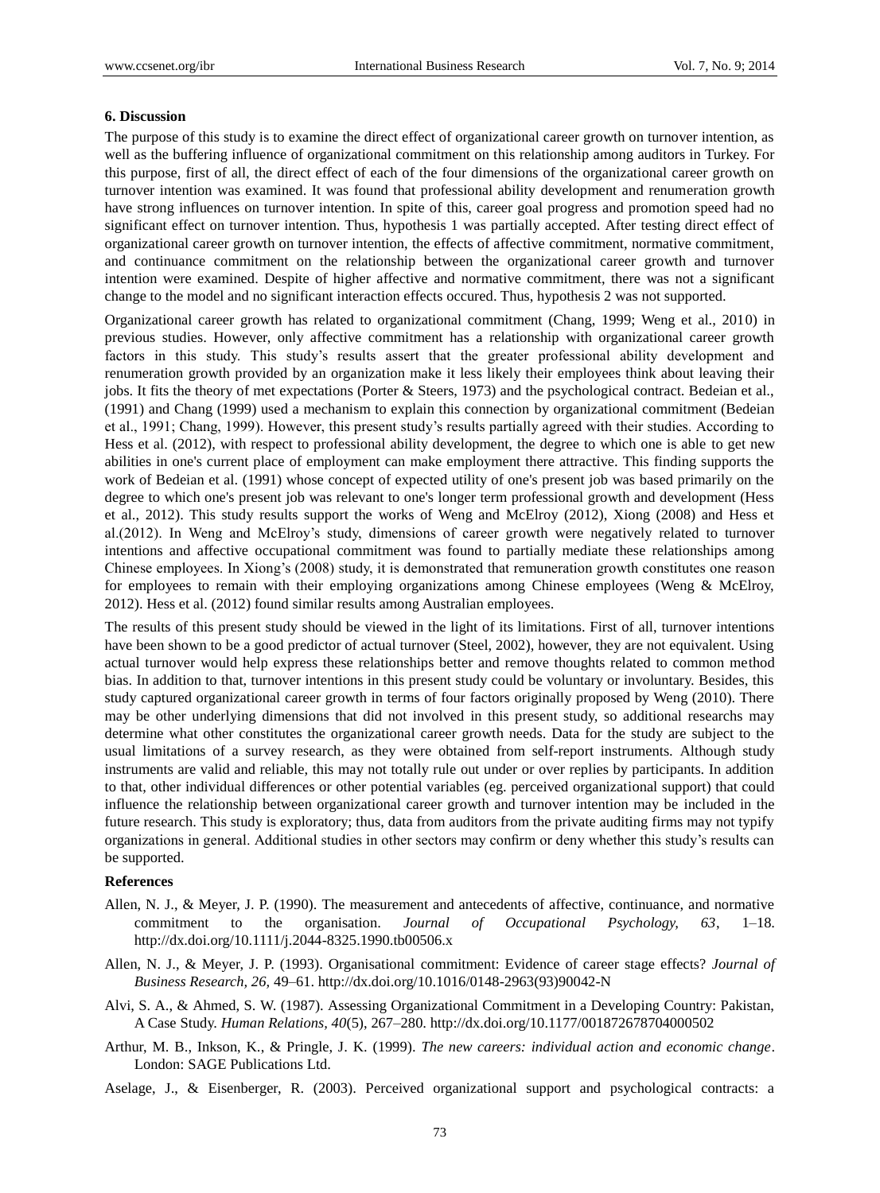## 6. Discussion

The purpose of this study is to examine the direct effect of organizational career growth on turnover intention, as well as the buffering influence of organizational commitment on this relationship among auditors in Turkey. For this purpose, first of all, the direct effect of each of the four dimensions of the organizational career growth on turnover intention was examined. It was found that professional ability development and renumeration growth have strong influences on turnover intention. In spite of this, career goal progress and promotion speed had no significant effect on turnover intention. Thus, hypothesis 1 was partially accepted. After testing direct effect of organizational career growth on turnover intention, the effects of affective commitment, normative commitment, and continuance commitment on the relationship between the organizational career growth and turnover intention were examined. Despite of higher affective and normative commitment, there was not a significant change to the model and no significant interaction effects occured. Thus, hypothesis 2 was not supported.

Organizational career growth has related to organizational commitment (Chang, 1999; Weng et al., 2010) in previous studies. However, only affective commitment has a relationship with organizational career growth factors in this study. This study's results assert that the greater professional ability development and renumeration growth provided by an organization make it less likely their employees think about leaving their jobs. It fits the theory of met expectations (Porter & Steers, 1973) and the psychological contract. Bedeian et al., (1991) and Chang (1999) used a mechanism to explain this connection by organizational commitment (Bedeian et al., 1991; Chang, 1999). However, this present study's results partially agreed with their studies. According to Hess et al. (2012), with respect to professional ability development, the degree to which one is able to get new abilities in one's current place of employment can make employment there attractive. This finding supports the work of Bedeian et al. (1991) whose concept of expected utility of one's present job was based primarily on the degree to which one's present job was relevant to one's longer term professional growth and development (Hess et al., 2012). This study results support the works of Weng and McElroy (2012), Xiong (2008) and Hess et al.(2012). In Weng and McElroy's study, dimensions of career growth were negatively related to turnover intentions and affective occupational commitment was found to partially mediate these relationships among Chinese employees. In Xiong's (2008) study, it is demonstrated that remuneration growth constitutes one reason for employees to remain with their employing organizations among Chinese employees (Weng & McElroy, 2012). Hess et al. (2012) found similar results among Australian employees.

The results of this present study should be viewed in the light of its limitations. First of all, turnover intentions have been shown to be a good predictor of actual turnover (Steel, 2002), however, they are not equivalent. Using actual turnover would help express these relationships better and remove thoughts related to common method bias. In addition to that, turnover intentions in this present study could be voluntary or involuntary. Besides, this study captured organizational career growth in terms of four factors originally proposed by Weng (2010). There may be other underlying dimensions that did not involved in this present study, so additional researchs may determine what other constitutes the organizational career growth needs. Data for the study are subject to the usual limitations of a survey research, as they were obtained from self-report instruments. Although study instruments are valid and reliable, this may not totally rule out under or over replies by participants. In addition to that, other individual differences or other potential variables (eg. perceived organizational support) that could influence the relationship between organizational career growth and turnover intention may be included in the future research. This study is exploratory; thus, data from auditors from the private auditing firms may not typify organizations in general. Additional studies in other sectors may confirm or deny whether this study's results can be supported.

## References

Allen, N. J., & Meyer, J. P. (1990). The measurement and antecedents of affective, continuance, and normative commitment to the organisation. *Journal of Occupational Psychology, 63*, 1–18. http://dx.doi.org/10.1111/j.2044-8325.1990.tb00506.x

Allen, N. J., & Meyer, J. P. (1993). Organisational commitment: Evidence of career stage effects? *Journal of Business Research, 26,* 49–61. http://dx.doi.org/10.1016/0148-2963(93)90042-N

Alvi, S. A., & Ahmed, S. W. (1987). Assessing Organizational Commitment in a Developing Country: Pakistan, A Case Study. *Human Relations, 40*(5), 267–280. http://dx.doi.org/10.1177/001872678704000502

Arthur, M. B., Inkson, K., & Pringle, J. K. (1999). *The new careers: individual action and economic change*. London: SAGE Publications Ltd.

Aselage, J., & Eisenberger, R. (2003). Perceived organizational support and psychological contracts: a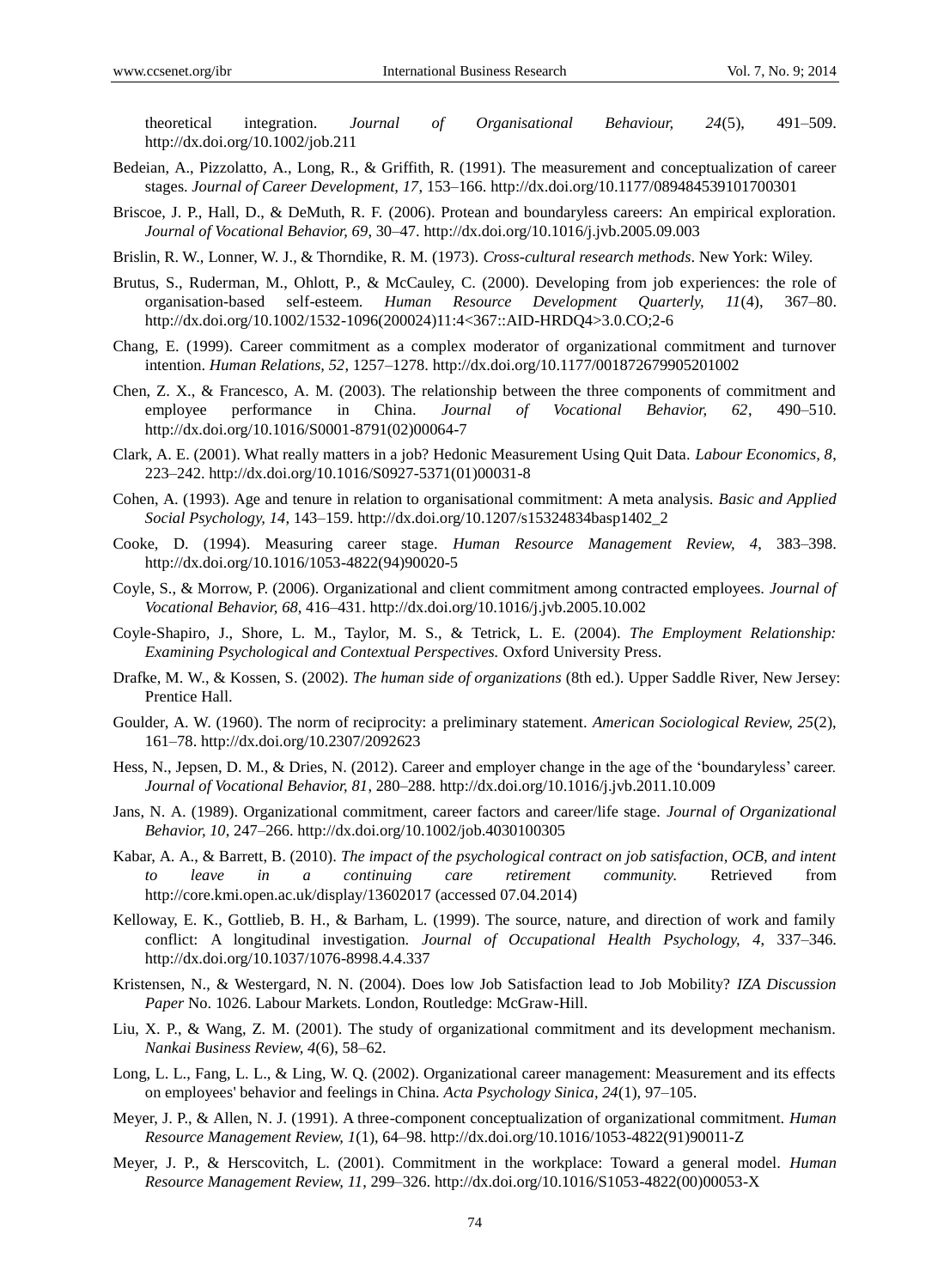theoretical integration. *Journal of Organisational Behaviour, 24*(5), 491–509. http://dx.doi.org/10.1002/job.211

Bedeian, A., Pizzolatto, A., Long, R., & Griffith, R. (1991). The measurement and conceptualization of career stages. *Journal of Career Development, 17*, 153–166. http://dx.doi.org/10.1177/089484539101700301

Briscoe, J. P., Hall, D., & DeMuth, R. F. (2006). Protean and boundaryless careers: An empirical exploration. *Journal of Vocational Behavior, 69*, 30–47. http://dx.doi.org/10.1016/j.jvb.2005.09.003

Brislin, R. W., Lonner, W. J., & Thorndike, R. M. (1973). *Cross-cultural research methods*. New York: Wiley.

Brutus, S., Ruderman, M., Ohlott, P., & McCauley, C. (2000). Developing from job experiences: the role of organisation-based self-esteem. *Human Resource Development Quarterly, 11*(4), 367–80. http://dx.doi.org/10.1002/1532-1096(200024)11:4<367::AID-HRDQ4>3.0.CO;2-6

Chang, E. (1999). Career commitment as a complex moderator of organizational commitment and turnover intention. *Human Relations, 52*, 1257–1278. http://dx.doi.org/10.1177/001872679905201002

Chen, Z. X., & Francesco, A. M. (2003). The relationship between the three components of commitment and employee performance in China. *Journal of Vocational Behavior, 62*, 490–510. http://dx.doi.org/10.1016/S0001-8791(02)00064-7

Clark, A. E. (2001). What really matters in a job? Hedonic Measurement Using Quit Data. *Labour Economics, 8*, 223–242. http://dx.doi.org/10.1016/S0927-5371(01)00031-8

Cohen, A. (1993). Age and tenure in relation to organisational commitment: A meta analysis. *Basic and Applied Social Psychology, 14*, 143–159. http://dx.doi.org/10.1207/s15324834basp1402_2

Cooke, D. (1994). Measuring career stage. *Human Resource Management Review, 4*, 383–398. http://dx.doi.org/10.1016/1053-4822(94)90020-5

Coyle, S., & Morrow, P. (2006). Organizational and client commitment among contracted employees. *Journal of Vocational Behavior, 68*, 416–431. http://dx.doi.org/10.1016/j.jvb.2005.10.002

Coyle-Shapiro, J., Shore, L. M., Taylor, M. S., & Tetrick, L. E. (2004). *The Employment Relationship: Examining Psychological and Contextual Perspectives.* Oxford University Press.

Drafke, M. W., & Kossen, S. (2002). *The human side of organizations* (8th ed.). Upper Saddle River, New Jersey: Prentice Hall.

Goulder, A. W. (1960). The norm of reciprocity: a preliminary statement. *American Sociological Review, 25*(2), 161–78. http://dx.doi.org/10.2307/2092623

Hess, N., Jepsen, D. M., & Dries, N. (2012). Career and employer change in the age of the 'boundaryless' career. *Journal of Vocational Behavior, 81*, 280–288. http://dx.doi.org/10.1016/j.jvb.2011.10.009

Jans, N. A. (1989). Organizational commitment, career factors and career/life stage. *Journal of Organizational Behavior, 10*, 247–266. http://dx.doi.org/10.1002/job.4030100305

Kabar, A. A., & Barrett, B. (2010). *The impact of the psychological contract on job satisfaction, OCB, and intent to leave in a continuing care retirement community.* Retrieved from http://core.kmi.open.ac.uk/display/13602017 (accessed 07.04.2014)

Kelloway, E. K., Gottlieb, B. H., & Barham, L. (1999). The source, nature, and direction of work and family conflict: A longitudinal investigation. *Journal of Occupational Health Psychology, 4*, 337–346. http://dx.doi.org/10.1037/1076-8998.4.4.337

Kristensen, N., & Westergard, N. N. (2004). Does low Job Satisfaction lead to Job Mobility? *IZA Discussion Paper* No. 1026. Labour Markets. London, Routledge: McGraw-Hill.

Liu, X. P., & Wang, Z. M. (2001). The study of organizational commitment and its development mechanism. *Nankai Business Review, 4*(6), 58–62.

Long, L. L., Fang, L. L., & Ling, W. Q. (2002). Organizational career management: Measurement and its effects on employees' behavior and feelings in China. *Acta Psychology Sinica, 24*(1), 97–105.

Meyer, J. P., & Allen, N. J. (1991). A three-component conceptualization of organizational commitment. *Human Resource Management Review, 1*(1), 64–98. http://dx.doi.org/10.1016/1053-4822(91)90011-Z

Meyer, J. P., & Herscovitch, L. (2001). Commitment in the workplace: Toward a general model. *Human Resource Management Review, 11*, 299–326. http://dx.doi.org/10.1016/S1053-4822(00)00053-X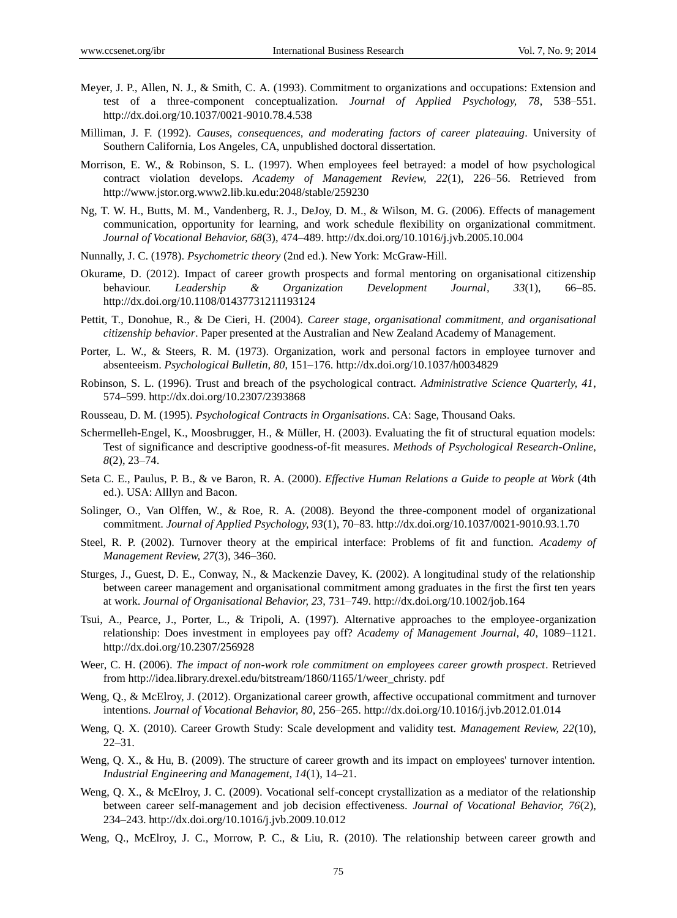Meyer, J. P., Allen, N. J., & Smith, C. A. (1993). Commitment to organizations and occupations: Extension and test of a three-component conceptualization. *Journal of Applied Psychology, 78*, 538–551. http://dx.doi.org/10.1037/0021-9010.78.4.538

Milliman, J. F. (1992). *Causes, consequences, and moderating factors of career plateauing*. University of Southern California, Los Angeles, CA, unpublished doctoral dissertation.

Morrison, E. W., & Robinson, S. L. (1997). When employees feel betrayed: a model of how psychological contract violation develops. *Academy of Management Review, 22*(1), 226–56. Retrieved from http://www.jstor.org.www2.lib.ku.edu:2048/stable/259230

Ng, T. W. H., Butts, M. M., Vandenberg, R. J., DeJoy, D. M., & Wilson, M. G. (2006). Effects of management communication, opportunity for learning, and work schedule flexibility on organizational commitment. *Journal of Vocational Behavior, 68*(3), 474–489. http://dx.doi.org/10.1016/j.jvb.2005.10.004

Nunnally, J. C. (1978). *Psychometric theory* (2nd ed.). New York: McGraw-Hill.

Okurame, D. (2012). Impact of career growth prospects and formal mentoring on organisational citizenship behaviour. *Leadership & Organization Development Journal, 33*(1), 66–85. http://dx.doi.org/10.1108/01437731211193124

Pettit, T., Donohue, R., & De Cieri, H. (2004). *Career stage, organisational commitment, and organisational citizenship behavior*. Paper presented at the Australian and New Zealand Academy of Management.

Porter, L. W., & Steers, R. M. (1973). Organization, work and personal factors in employee turnover and absenteeism. *Psychological Bulletin, 80*, 151–176. http://dx.doi.org/10.1037/h0034829

Robinson, S. L. (1996). Trust and breach of the psychological contract. *Administrative Science Quarterly, 41*, 574–599. http://dx.doi.org/10.2307/2393868

Rousseau, D. M. (1995). *Psychological Contracts in Organisations*. CA: Sage, Thousand Oaks.

Schermelleh-Engel, K., Moosbrugger, H., & Müller, H. (2003). Evaluating the fit of structural equation models: Test of significance and descriptive goodness-of-fit measures. *Methods of Psychological Research-Online, 8*(2), 23–74.

Seta C. E., Paulus, P. B., & ve Baron, R. A. (2000). *Effective Human Relations a Guide to people at Work* (4th ed.). USA: Alllyn and Bacon.

Solinger, O., Van Olffen, W., & Roe, R. A. (2008). Beyond the three-component model of organizational commitment. *Journal of Applied Psychology, 93*(1), 70–83. http://dx.doi.org/10.1037/0021-9010.93.1.70

Steel, R. P. (2002). Turnover theory at the empirical interface: Problems of fit and function. *Academy of Management Review, 27*(3), 346–360.

Sturges, J., Guest, D. E., Conway, N., & Mackenzie Davey, K. (2002). A longitudinal study of the relationship between career management and organisational commitment among graduates in the first the first ten years at work. *Journal of Organisational Behavior, 23*, 731–749. http://dx.doi.org/10.1002/job.164

Tsui, A., Pearce, J., Porter, L., & Tripoli, A. (1997). Alternative approaches to the employee-organization relationship: Does investment in employees pay off? *Academy of Management Journal, 40*, 1089–1121. http://dx.doi.org/10.2307/256928

Weer, C. H. (2006). *The impact of non-work role commitment on employees career growth prospect*. Retrieved from http://idea.library.drexel.edu/bitstream/1860/1165/1/weer_christy. pdf

Weng, Q., & McElroy, J. (2012). Organizational career growth, affective occupational commitment and turnover intentions. *Journal of Vocational Behavior, 80*, 256–265. http://dx.doi.org/10.1016/j.jvb.2012.01.014

Weng, Q. X. (2010). Career Growth Study: Scale development and validity test. *Management Review, 22*(10), 22–31.

Weng, Q. X., & Hu, B. (2009). The structure of career growth and its impact on employees' turnover intention. *Industrial Engineering and Management, 14*(1), 14–21.

Weng, Q. X., & McElroy, J. C. (2009). Vocational self-concept crystallization as a mediator of the relationship between career self-management and job decision effectiveness. *Journal of Vocational Behavior, 76*(2), 234–243. http://dx.doi.org/10.1016/j.jvb.2009.10.012

Weng, Q., McElroy, J. C., Morrow, P. C., & Liu, R. (2010). The relationship between career growth and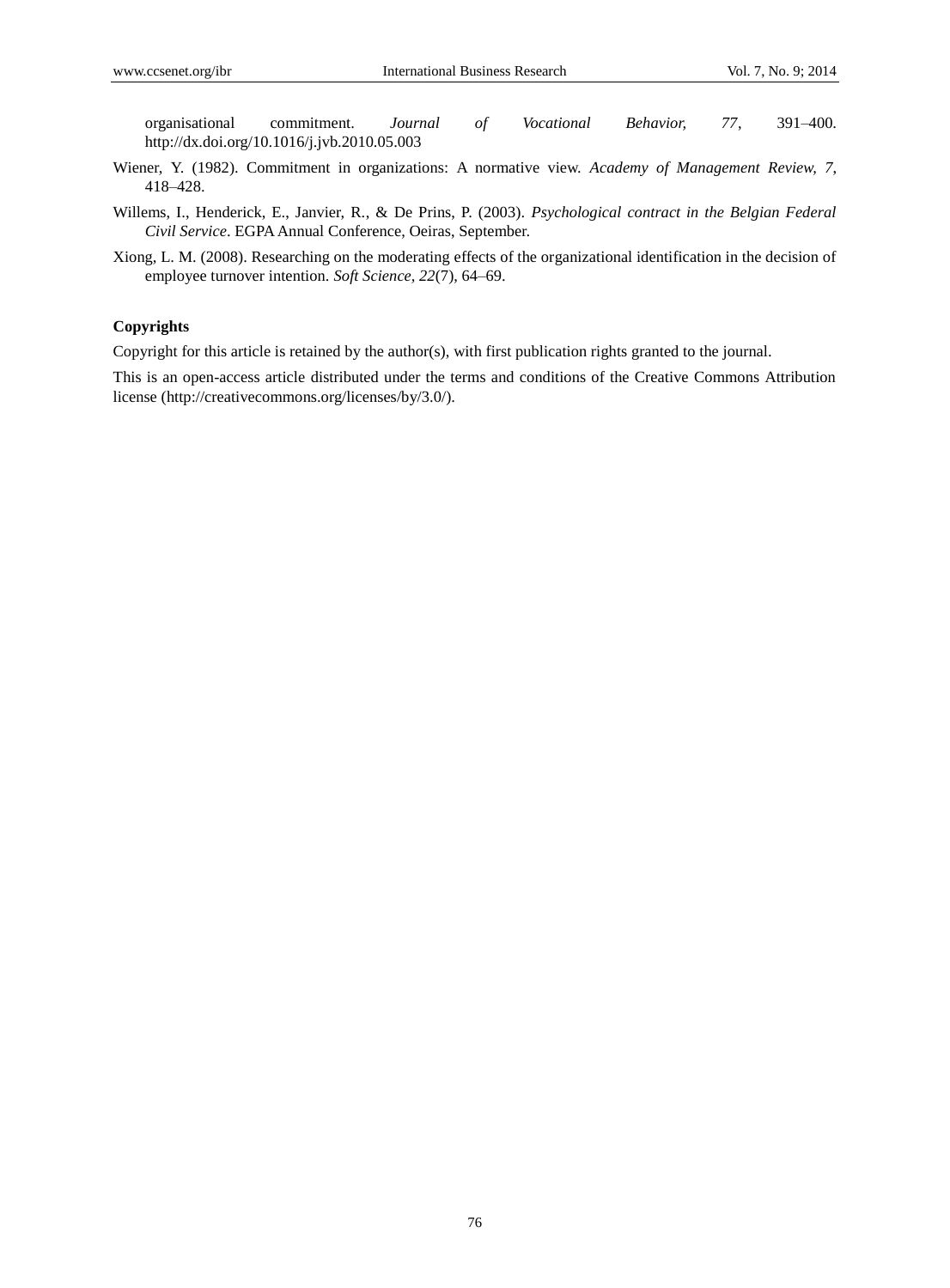organisational commitment. *Journal of Vocational Behavior, 77*, 391–400. http://dx.doi.org/10.1016/j.jvb.2010.05.003

Wiener, Y. (1982). Commitment in organizations: A normative view. *Academy of Management Review, 7*, 418–428.

Willems, I., Henderick, E., Janvier, R., & De Prins, P. (2003). *Psychological contract in the Belgian Federal Civil Service*. EGPA Annual Conference, Oeiras, September.

Xiong, L. M. (2008). Researching on the moderating effects of the organizational identification in the decision of employee turnover intention. *Soft Science, 22*(7), 64–69.

**Copyrights**

Copyright for this article is retained by the author(s), with first publication rights granted to the journal.

This is an open-access article distributed under the terms and conditions of the Creative Commons Attribution license (http://creativecommons.org/licenses/by/3.0/).